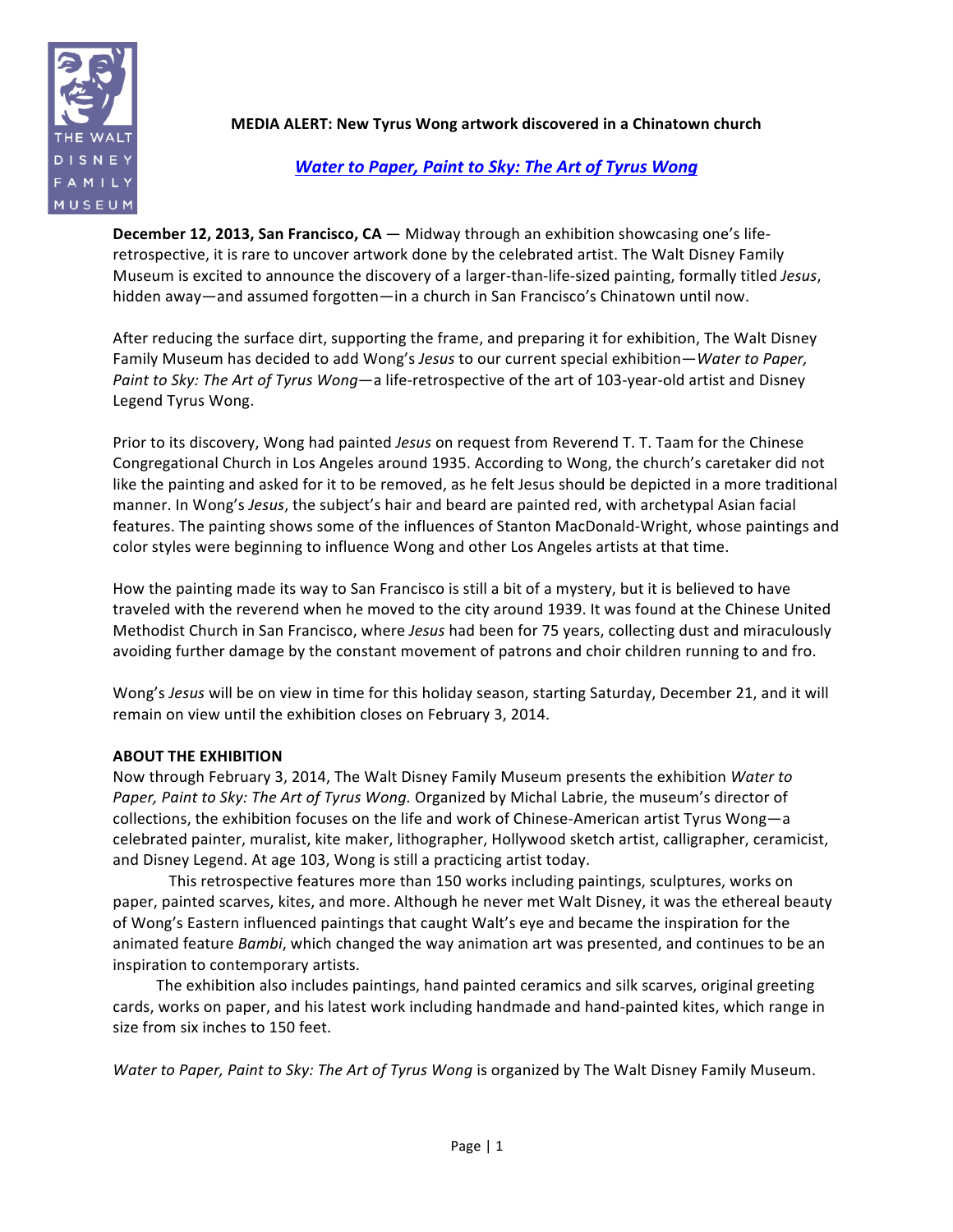**MEDIA ALERT: New Tyrus Wong artwork discovered in a Chinatown church**

***Water to Paper, Paint to Sky: The Art of Tyrus Wong***

**December 12, 2013, San Francisco, CA** — Midway through an exhibition showcasing one's life-retrospective, it is rare to uncover artwork done by the celebrated artist. The Walt Disney Family Museum is excited to announce the discovery of a larger-than-life-sized painting, formally titled *Jesus*, hidden away—and assumed forgotten—in a church in San Francisco's Chinatown until now.

After reducing the surface dirt, supporting the frame, and preparing it for exhibition, The Walt Disney Family Museum has decided to add Wong's *Jesus* to our current special exhibition—*Water to Paper, Paint to Sky: The Art of Tyrus Wong*—a life-retrospective of the art of 103-year-old artist and Disney Legend Tyrus Wong.

Prior to its discovery, Wong had painted *Jesus* on request from Reverend T. T. Taam for the Chinese Congregational Church in Los Angeles around 1935. According to Wong, the church's caretaker did not like the painting and asked for it to be removed, as he felt Jesus should be depicted in a more traditional manner. In Wong's *Jesus*, the subject's hair and beard are painted red, with archetypal Asian facial features. The painting shows some of the influences of Stanton MacDonald-Wright, whose paintings and color styles were beginning to influence Wong and other Los Angeles artists at that time.

How the painting made its way to San Francisco is still a bit of a mystery, but it is believed to have traveled with the reverend when he moved to the city around 1939. It was found at the Chinese United Methodist Church in San Francisco, where *Jesus* had been for 75 years, collecting dust and miraculously avoiding further damage by the constant movement of patrons and choir children running to and fro.

Wong's *Jesus* will be on view in time for this holiday season, starting Saturday, December 21, and it will remain on view until the exhibition closes on February 3, 2014.

**ABOUT THE EXHIBITION**

Now through February 3, 2014, The Walt Disney Family Museum presents the exhibition *Water to Paper, Paint to Sky: The Art of Tyrus Wong.* Organized by Michal Labrie, the museum's director of collections, the exhibition focuses on the life and work of Chinese-American artist Tyrus Wong—a celebrated painter, muralist, kite maker, lithographer, Hollywood sketch artist, calligrapher, ceramicist, and Disney Legend. At age 103, Wong is still a practicing artist today.

This retrospective features more than 150 works including paintings, sculptures, works on paper, painted scarves, kites, and more. Although he never met Walt Disney, it was the ethereal beauty of Wong's Eastern influenced paintings that caught Walt's eye and became the inspiration for the animated feature *Bambi*, which changed the way animation art was presented, and continues to be an inspiration to contemporary artists.

The exhibition also includes paintings, hand painted ceramics and silk scarves, original greeting cards, works on paper, and his latest work including handmade and hand-painted kites, which range in size from six inches to 150 feet.

*Water to Paper, Paint to Sky: The Art of Tyrus Wong* is organized by The Walt Disney Family Museum.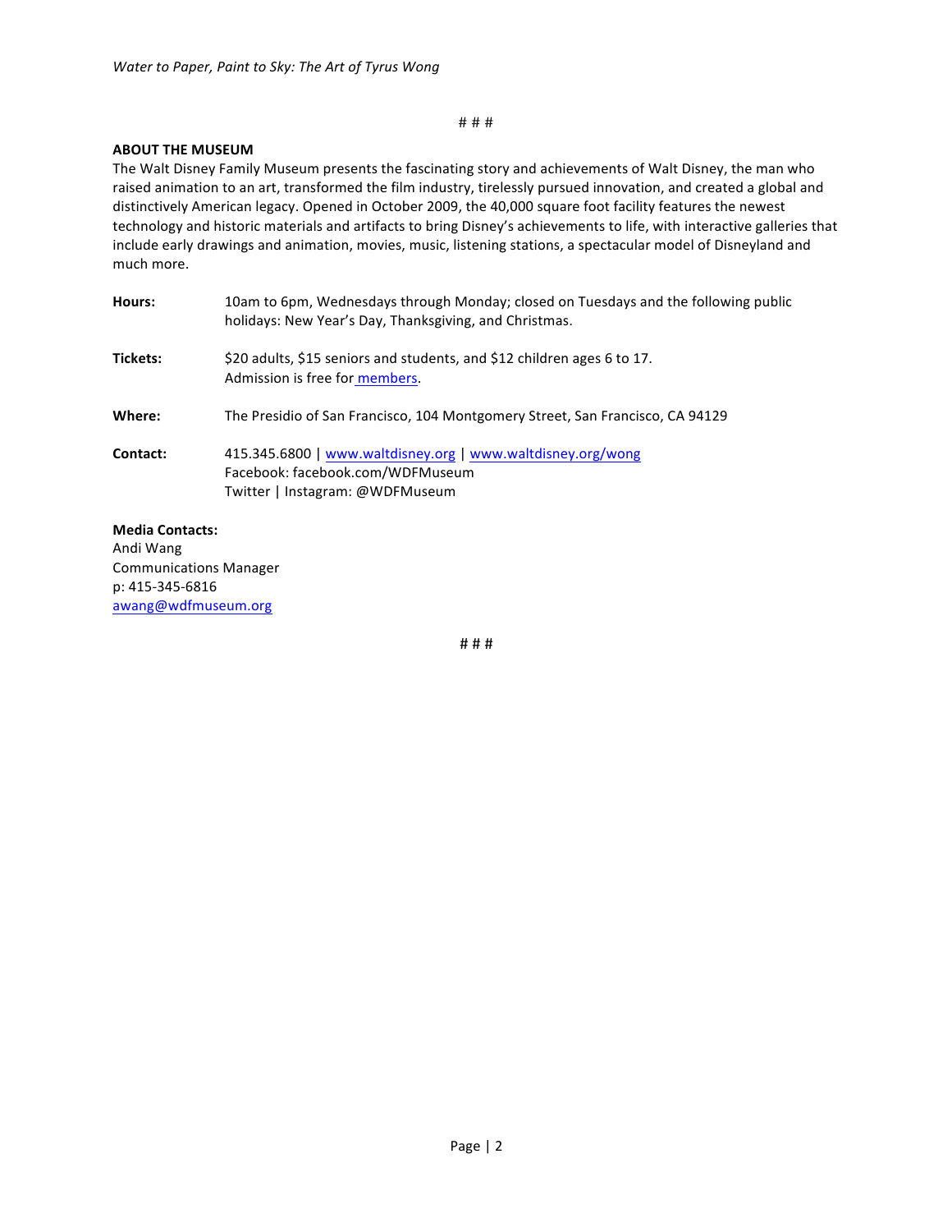# # #

**ABOUT THE MUSEUM**

The Walt Disney Family Museum presents the fascinating story and achievements of Walt Disney, the man who raised animation to an art, transformed the film industry, tirelessly pursued innovation, and created a global and distinctively American legacy. Opened in October 2009, the 40,000 square foot facility features the newest technology and historic materials and artifacts to bring Disney's achievements to life, with interactive galleries that include early drawings and animation, movies, music, listening stations, a spectacular model of Disneyland and much more.

| | |
|---|---|
| **Hours:** | 10am to 6pm, Wednesdays through Monday; closed on Tuesdays and the following public holidays: New Year's Day, Thanksgiving, and Christmas. |
| **Tickets:** | $20 adults, $15 seniors and students, and $12 children ages 6 to 17. Admission is free for members. |
| **Where:** | The Presidio of San Francisco, 104 Montgomery Street, San Francisco, CA 94129 |
| **Contact:** | 415.345.6800 \| www.waltdisney.org \| www.waltdisney.org/wong<br>Facebook: facebook.com/WDFMuseum<br>Twitter \| Instagram: @WDFMuseum |

**Media Contacts:**
Andi Wang
Communications Manager
p: 415-345-6816
awang@wdfmuseum.org

# # #